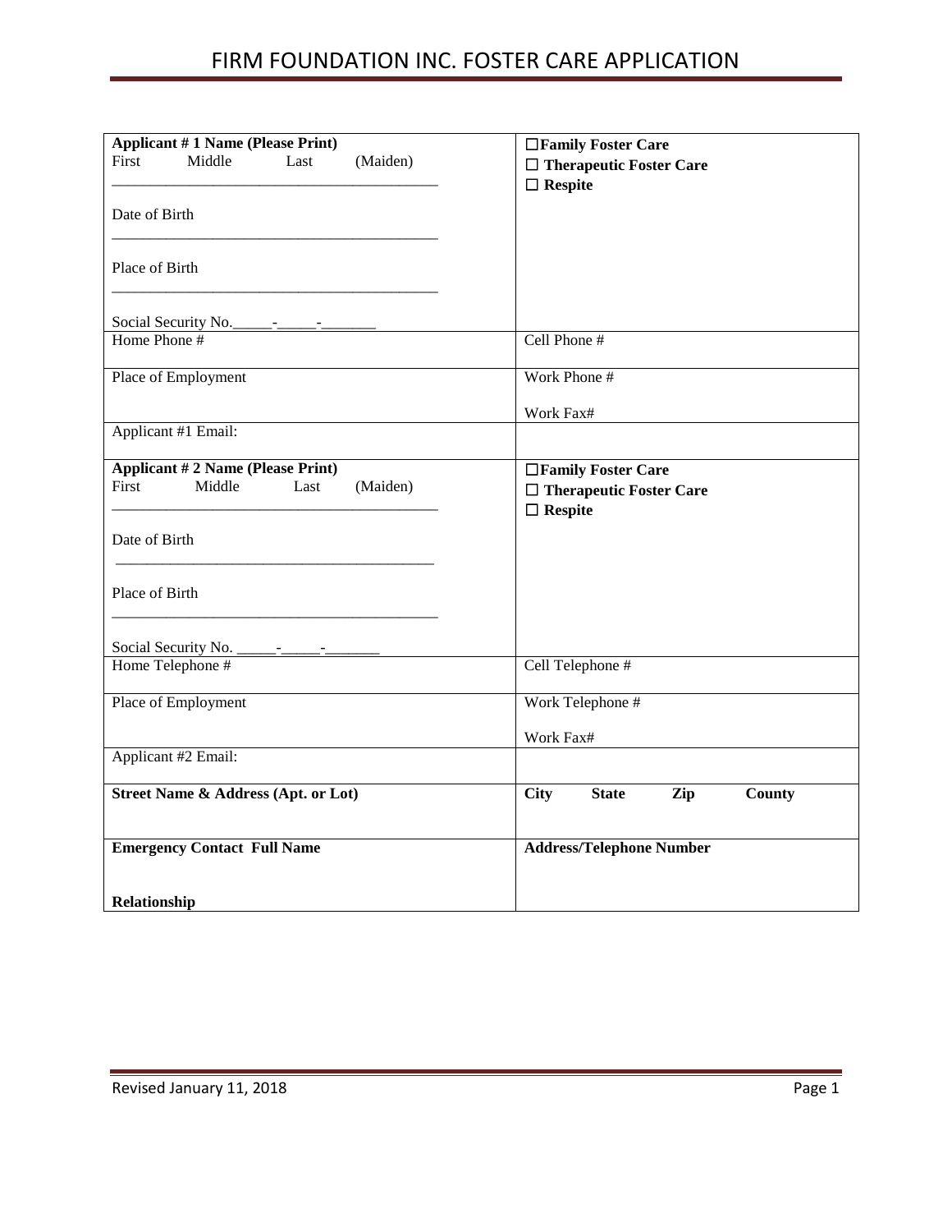# FIRM FOUNDATION INC. FOSTER CARE APPLICATION

| **Applicant # 1 Name (Please Print)**<br>First Middle Last (Maiden)<br>\_\_\_\_\_\_\_\_\_\_\_\_\_\_\_\_\_\_\_\_\_\_\_\_\_\_\_\_\_\_\_\_\_\_\_\_\_\_\_\_<br>Date of Birth<br>\_\_\_\_\_\_\_\_\_\_\_\_\_\_\_\_\_\_\_\_\_\_\_\_\_\_\_\_\_\_\_\_\_\_\_\_\_\_\_\_<br>Place of Birth<br>\_\_\_\_\_\_\_\_\_\_\_\_\_\_\_\_\_\_\_\_\_\_\_\_\_\_\_\_\_\_\_\_\_\_\_\_\_\_\_\_<br>Social Security No.\_\_\_\_\_-\_\_\_\_\_-\_\_\_\_\_\_\_ | ☐ **Family Foster Care**<br>☐ **Therapeutic Foster Care**<br>☐ **Respite** |
|---|---|
| Home Phone # | Cell Phone # |
| Place of Employment | Work Phone #<br><br>Work Fax# |
| Applicant #1 Email: | |
| **Applicant # 2 Name (Please Print)**<br>First Middle Last (Maiden)<br>\_\_\_\_\_\_\_\_\_\_\_\_\_\_\_\_\_\_\_\_\_\_\_\_\_\_\_\_\_\_\_\_\_\_\_\_\_\_\_\_<br>Date of Birth<br>\_\_\_\_\_\_\_\_\_\_\_\_\_\_\_\_\_\_\_\_\_\_\_\_\_\_\_\_\_\_\_\_\_\_\_\_\_\_\_\_<br>Place of Birth<br>\_\_\_\_\_\_\_\_\_\_\_\_\_\_\_\_\_\_\_\_\_\_\_\_\_\_\_\_\_\_\_\_\_\_\_\_\_\_\_\_<br>Social Security No. \_\_\_\_\_-\_\_\_\_\_-\_\_\_\_\_\_\_ | ☐ **Family Foster Care**<br>☐ **Therapeutic Foster Care**<br>☐ **Respite** |
| Home Telephone # | Cell Telephone # |
| Place of Employment | Work Telephone #<br><br>Work Fax# |
| Applicant #2 Email: | |
| **Street Name & Address (Apt. or Lot)** | **City State Zip County** |
| **Emergency Contact Full Name**<br><br>**Relationship** | **Address/Telephone Number** |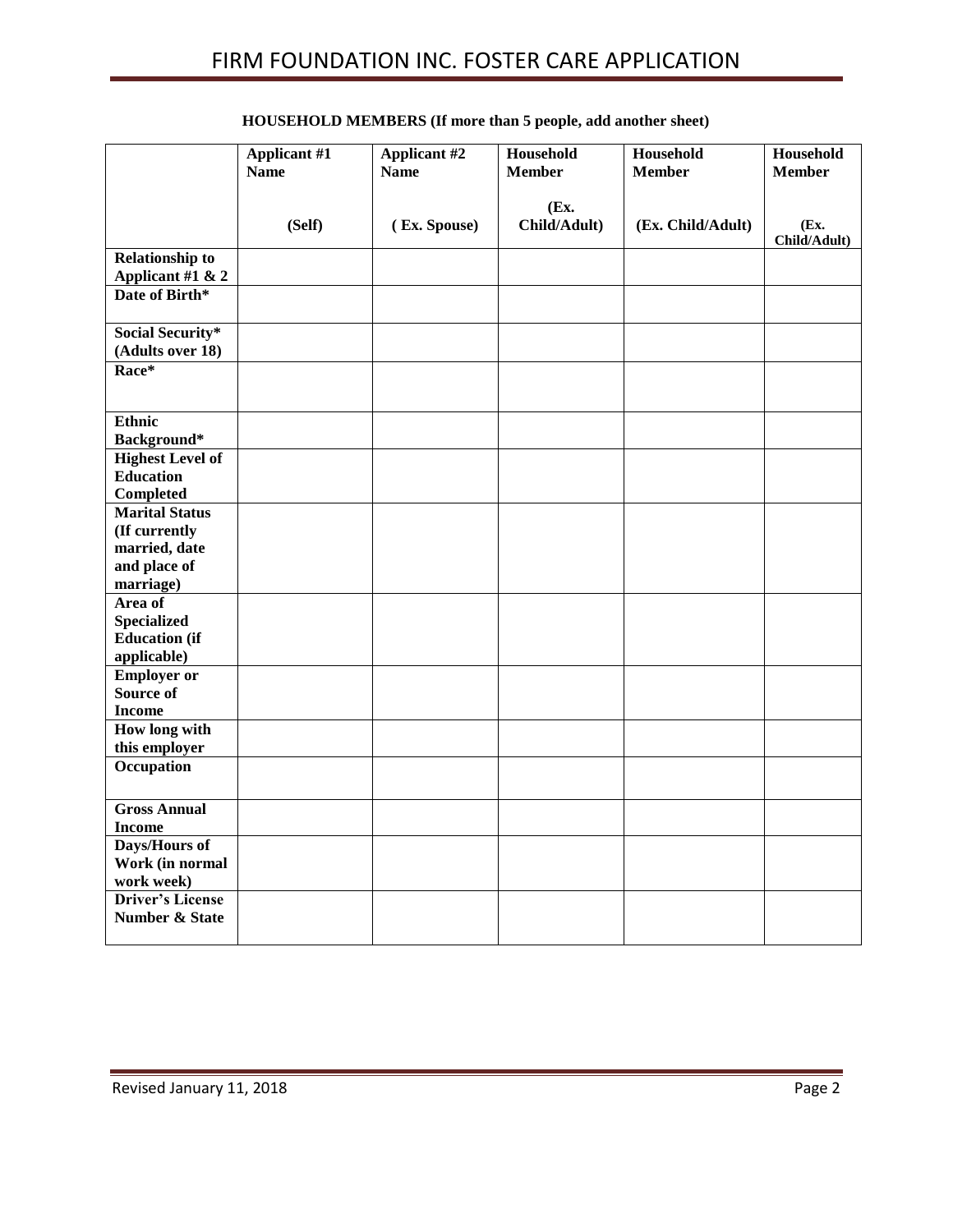**HOUSEHOLD MEMBERS (If more than 5 people, add another sheet)**

| | Applicant #1 Name (Self) | Applicant #2 Name ( Ex. Spouse) | Household Member (Ex. Child/Adult) | Household Member (Ex. Child/Adult) | Household Member (Ex. Child/Adult) |
|---|---|---|---|---|---|
| **Relationship to Applicant #1 & 2** | | | | | |
| **Date of Birth*** | | | | | |
| **Social Security* (Adults over 18)** | | | | | |
| **Race*** | | | | | |
| **Ethnic Background*** | | | | | |
| **Highest Level of Education Completed** | | | | | |
| **Marital Status (If currently married, date and place of marriage)** | | | | | |
| **Area of Specialized Education (if applicable)** | | | | | |
| **Employer or Source of Income** | | | | | |
| **How long with this employer** | | | | | |
| **Occupation** | | | | | |
| **Gross Annual Income** | | | | | |
| **Days/Hours of Work (in normal work week)** | | | | | |
| **Driver's License Number & State** | | | | | |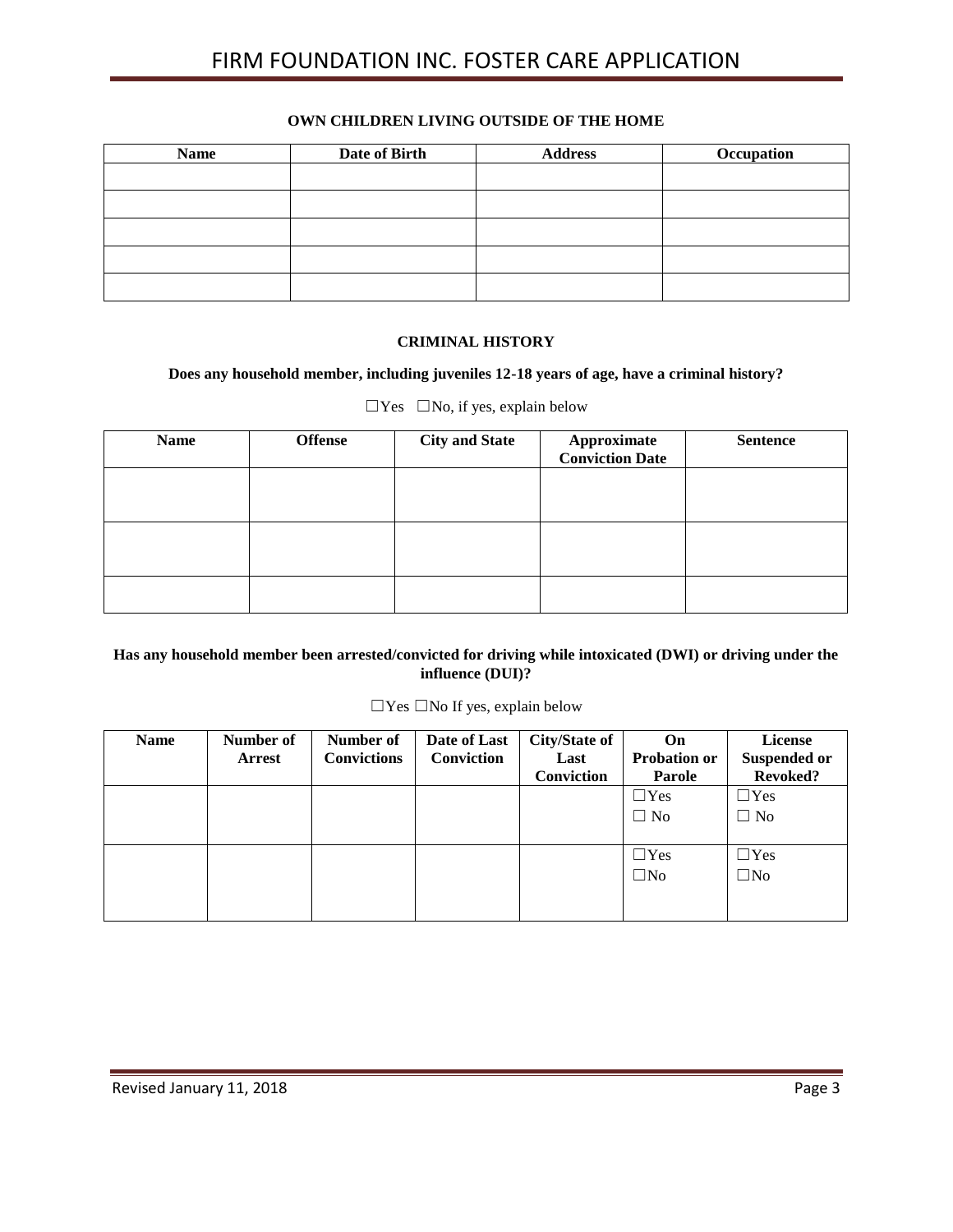## OWN CHILDREN LIVING OUTSIDE OF THE HOME

| Name | Date of Birth | Address | Occupation |
|---|---|---|---|
| | | | |
| | | | |
| | | | |
| | | | |
| | | | |

## CRIMINAL HISTORY

**Does any household member, including juveniles 12-18 years of age, have a criminal history?**

☐Yes ☐No, if yes, explain below

| Name | Offense | City and State | Approximate Conviction Date | Sentence |
|---|---|---|---|---|
| | | | | |
| | | | | |
| | | | | |

**Has any household member been arrested/convicted for driving while intoxicated (DWI) or driving under the influence (DUI)?**

☐Yes ☐No If yes, explain below

| Name | Number of Arrest | Number of Convictions | Date of Last Conviction | City/State of Last Conviction | On Probation or Parole | License Suspended or Revoked? |
|---|---|---|---|---|---|---|
| | | | | | ☐Yes ☐ No | ☐Yes ☐ No |
| | | | | | ☐Yes ☐No | ☐Yes ☐No |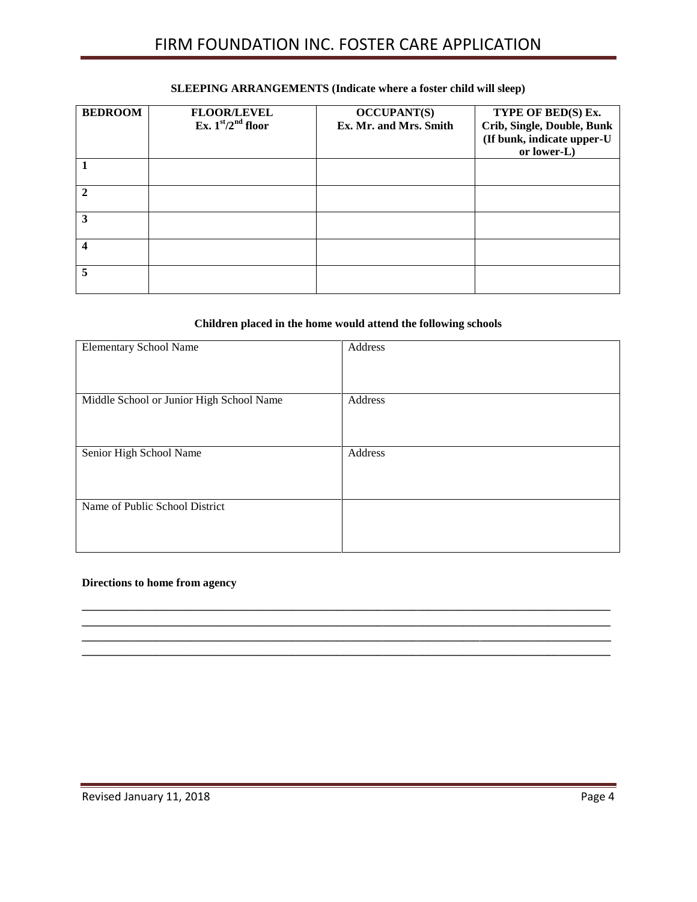**SLEEPING ARRANGEMENTS (Indicate where a foster child will sleep)**

| BEDROOM | FLOOR/LEVEL Ex. 1st/2nd floor | OCCUPANT(S) Ex. Mr. and Mrs. Smith | TYPE OF BED(S) Ex. Crib, Single, Double, Bunk (If bunk, indicate upper-U or lower-L) |
|---|---|---|---|
| 1 | | | |
| 2 | | | |
| 3 | | | |
| 4 | | | |
| 5 | | | |

**Children placed in the home would attend the following schools**

| Elementary School Name | Address |
|---|---|
| Middle School or Junior High School Name | Address |
| Senior High School Name | Address |
| Name of Public School District | |

**Directions to home from agency**

\_\_\_\_\_\_\_\_\_\_\_\_\_\_\_\_\_\_\_\_\_\_\_\_\_\_\_\_\_\_\_\_\_\_\_\_\_\_\_\_\_\_\_\_\_\_\_\_\_\_\_\_\_\_\_\_\_\_\_\_\_\_\_\_\_\_\_\_\_\_\_\_\_\_\_\_\_\_\_\_\_\_\_\_\_\_\_\_\_\_
\_\_\_\_\_\_\_\_\_\_\_\_\_\_\_\_\_\_\_\_\_\_\_\_\_\_\_\_\_\_\_\_\_\_\_\_\_\_\_\_\_\_\_\_\_\_\_\_\_\_\_\_\_\_\_\_\_\_\_\_\_\_\_\_\_\_\_\_\_\_\_\_\_\_\_\_\_\_\_\_\_\_\_\_\_\_\_\_\_\_
\_\_\_\_\_\_\_\_\_\_\_\_\_\_\_\_\_\_\_\_\_\_\_\_\_\_\_\_\_\_\_\_\_\_\_\_\_\_\_\_\_\_\_\_\_\_\_\_\_\_\_\_\_\_\_\_\_\_\_\_\_\_\_\_\_\_\_\_\_\_\_\_\_\_\_\_\_\_\_\_\_\_\_\_\_\_\_\_\_\_
\_\_\_\_\_\_\_\_\_\_\_\_\_\_\_\_\_\_\_\_\_\_\_\_\_\_\_\_\_\_\_\_\_\_\_\_\_\_\_\_\_\_\_\_\_\_\_\_\_\_\_\_\_\_\_\_\_\_\_\_\_\_\_\_\_\_\_\_\_\_\_\_\_\_\_\_\_\_\_\_\_\_\_\_\_\_\_\_\_\_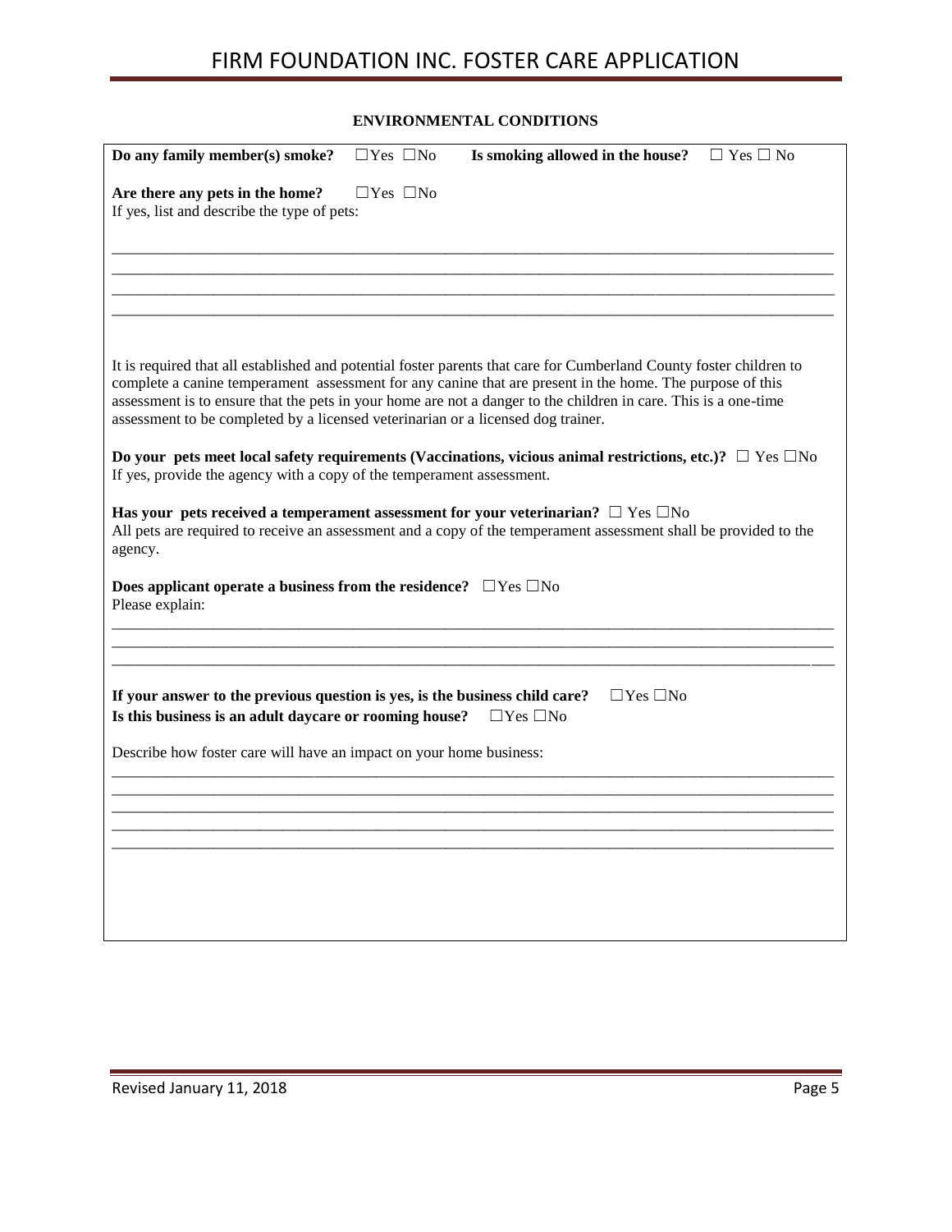## ENVIRONMENTAL CONDITIONS

**Do any family member(s) smoke?** ☐Yes ☐No **Is smoking allowed in the house?** ☐ Yes ☐ No

**Are there any pets in the home?** ☐Yes ☐No
If yes, list and describe the type of pets:

____________________________________________________________________________________________
____________________________________________________________________________________________
____________________________________________________________________________________________
____________________________________________________________________________________________

It is required that all established and potential foster parents that care for Cumberland County foster children to complete a canine temperament assessment for any canine that are present in the home. The purpose of this assessment is to ensure that the pets in your home are not a danger to the children in care. This is a one-time assessment to be completed by a licensed veterinarian or a licensed dog trainer.

**Do your pets meet local safety requirements (Vaccinations, vicious animal restrictions, etc.)?** ☐ Yes ☐No
If yes, provide the agency with a copy of the temperament assessment.

**Has your pets received a temperament assessment for your veterinarian?** ☐ Yes ☐No
All pets are required to receive an assessment and a copy of the temperament assessment shall be provided to the agency.

**Does applicant operate a business from the residence?** ☐Yes ☐No
Please explain:

____________________________________________________________________________________________
____________________________________________________________________________________________
____________________________________________________________________________________________

**If your answer to the previous question is yes, is the business child care?** ☐Yes ☐No
**Is this business is an adult daycare or rooming house?** ☐Yes ☐No

Describe how foster care will have an impact on your home business:

____________________________________________________________________________________________
____________________________________________________________________________________________
____________________________________________________________________________________________
____________________________________________________________________________________________
____________________________________________________________________________________________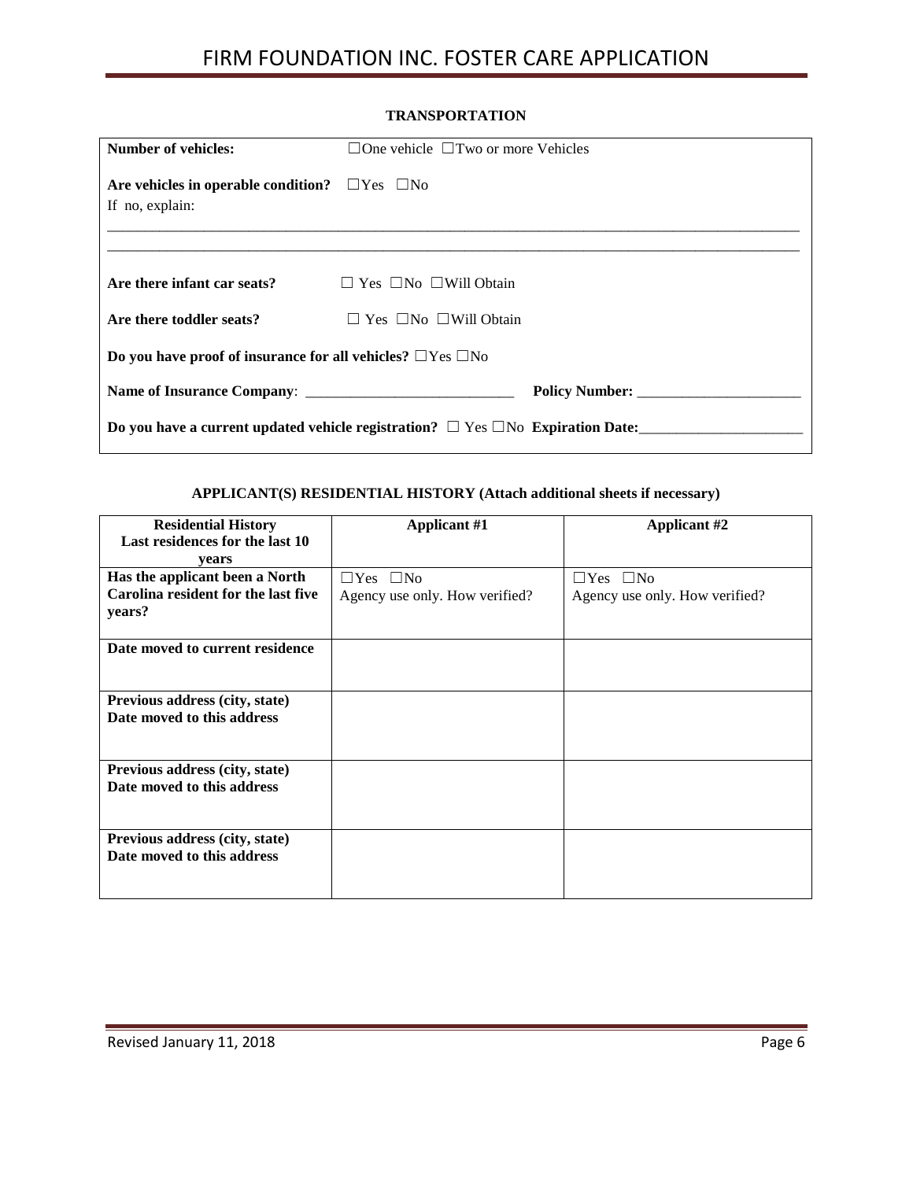### TRANSPORTATION

**Number of vehicles:** ☐One vehicle ☐Two or more Vehicles

**Are vehicles in operable condition?** ☐Yes ☐No

If no, explain:

\_\_\_\_\_\_\_\_\_\_\_\_\_\_\_\_\_\_\_\_\_\_\_\_\_\_\_\_\_\_\_\_\_\_\_\_\_\_\_\_\_\_\_\_\_\_\_\_\_\_\_\_\_\_\_\_\_\_\_\_\_\_\_\_\_\_\_\_\_\_\_\_\_\_\_\_\_\_

\_\_\_\_\_\_\_\_\_\_\_\_\_\_\_\_\_\_\_\_\_\_\_\_\_\_\_\_\_\_\_\_\_\_\_\_\_\_\_\_\_\_\_\_\_\_\_\_\_\_\_\_\_\_\_\_\_\_\_\_\_\_\_\_\_\_\_\_\_\_\_\_\_\_\_\_\_\_

**Are there infant car seats?** ☐ Yes ☐No ☐Will Obtain

**Are there toddler seats?** ☐ Yes ☐No ☐Will Obtain

**Do you have proof of insurance for all vehicles?** ☐Yes ☐No

**Name of Insurance Company**: \_\_\_\_\_\_\_\_\_\_\_\_\_\_\_\_\_\_\_\_\_\_\_\_\_\_\_\_ **Policy Number:** \_\_\_\_\_\_\_\_\_\_\_\_\_\_\_\_\_\_\_\_\_\_

**Do you have a current updated vehicle registration?** ☐ Yes ☐No **Expiration Date:**\_\_\_\_\_\_\_\_\_\_\_\_\_\_\_\_\_\_\_\_\_\_

### APPLICANT(S) RESIDENTIAL HISTORY (Attach additional sheets if necessary)

| Residential History Last residences for the last 10 years | Applicant #1 | Applicant #2 |
|---|---|---|
| **Has the applicant been a North Carolina resident for the last five years?** | ☐Yes ☐No Agency use only. How verified? | ☐Yes ☐No Agency use only. How verified? |
| **Date moved to current residence** | | |
| **Previous address (city, state) Date moved to this address** | | |
| **Previous address (city, state) Date moved to this address** | | |
| **Previous address (city, state) Date moved to this address** | | |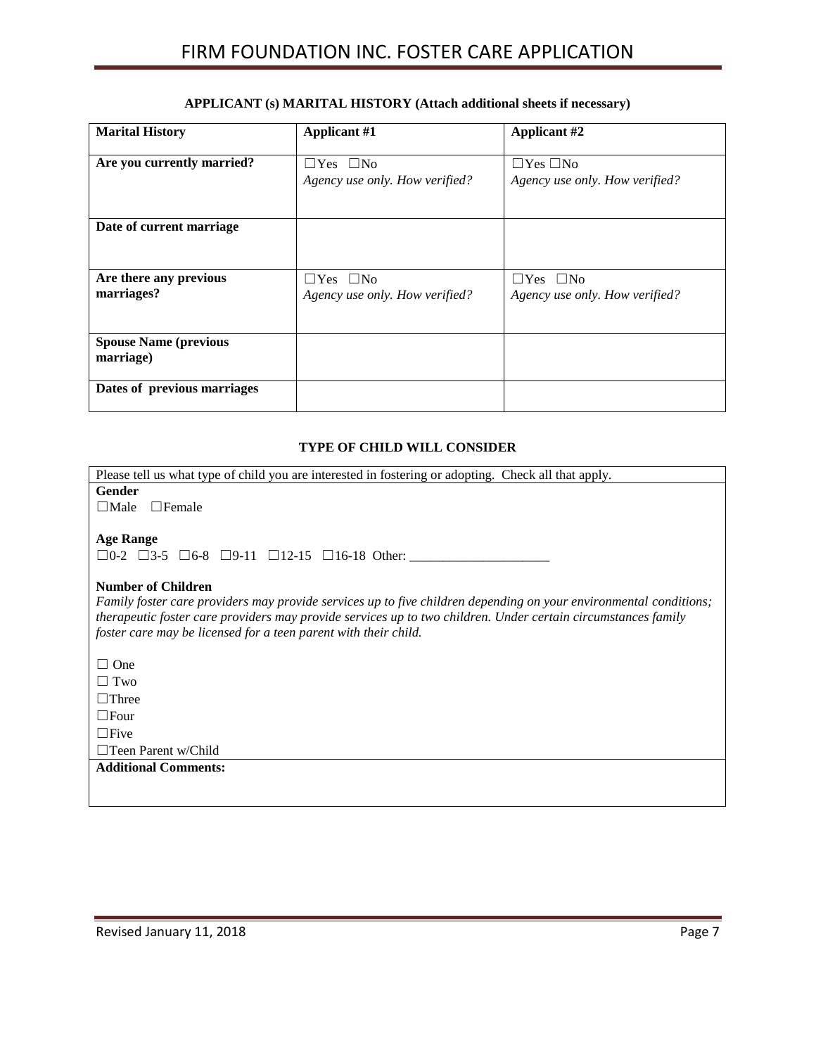**APPLICANT (s) MARITAL HISTORY (Attach additional sheets if necessary)**

| Marital History | Applicant #1 | Applicant #2 |
|---|---|---|
| **Are you currently married?** | ☐Yes ☐No<br>*Agency use only. How verified?* | ☐Yes ☐No<br>*Agency use only. How verified?* |
| **Date of current marriage** | | |
| **Are there any previous marriages?** | ☐Yes ☐No<br>*Agency use only. How verified?* | ☐Yes ☐No<br>*Agency use only. How verified?* |
| **Spouse Name (previous marriage)** | | |
| **Dates of previous marriages** | | |

**TYPE OF CHILD WILL CONSIDER**

Please tell us what type of child you are interested in fostering or adopting. Check all that apply.

**Gender**

☐Male ☐Female

**Age Range**

☐0-2 ☐3-5 ☐6-8 ☐9-11 ☐12-15 ☐16-18 Other: ____________________

**Number of Children**

*Family foster care providers may provide services up to five children depending on your environmental conditions; therapeutic foster care providers may provide services up to two children. Under certain circumstances family foster care may be licensed for a teen parent with their child.*

☐ One
☐ Two
☐Three
☐Four
☐Five
☐Teen Parent w/Child

**Additional Comments:**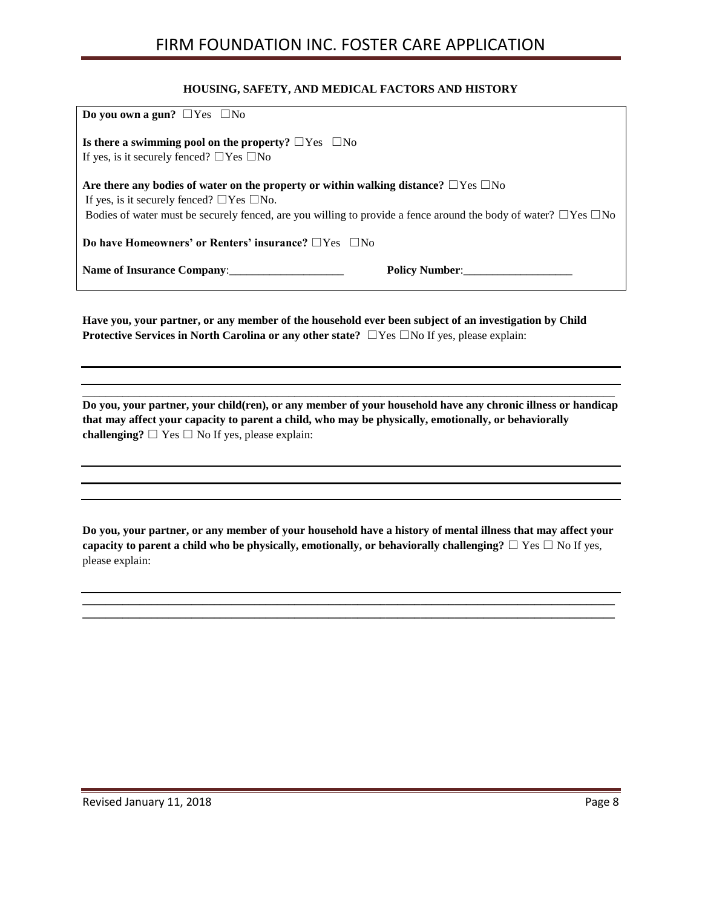### HOUSING, SAFETY, AND MEDICAL FACTORS AND HISTORY

**Do you own a gun?** ☐Yes ☐No

**Is there a swimming pool on the property?** ☐Yes ☐No
If yes, is it securely fenced? ☐Yes ☐No

**Are there any bodies of water on the property or within walking distance?** ☐Yes ☐No
If yes, is it securely fenced? ☐Yes ☐No.
Bodies of water must be securely fenced, are you willing to provide a fence around the body of water? ☐Yes ☐No

**Do have Homeowners' or Renters' insurance?** ☐Yes ☐No

**Name of Insurance Company**:____________________ **Policy Number**:___________________

**Have you, your partner, or any member of the household ever been subject of an investigation by Child Protective Services in North Carolina or any other state?** ☐Yes ☐No If yes, please explain:

______________________________________________________________________________

______________________________________________________________________________

______________________________________________________________________________

**Do you, your partner, your child(ren), or any member of your household have any chronic illness or handicap that may affect your capacity to parent a child, who may be physically, emotionally, or behaviorally challenging?** ☐ Yes ☐ No If yes, please explain:

______________________________________________________________________________

______________________________________________________________________________

______________________________________________________________________________

**Do you, your partner, or any member of your household have a history of mental illness that may affect your capacity to parent a child who be physically, emotionally, or behaviorally challenging?** ☐ Yes ☐ No If yes, please explain:

______________________________________________________________________________

______________________________________________________________________________

______________________________________________________________________________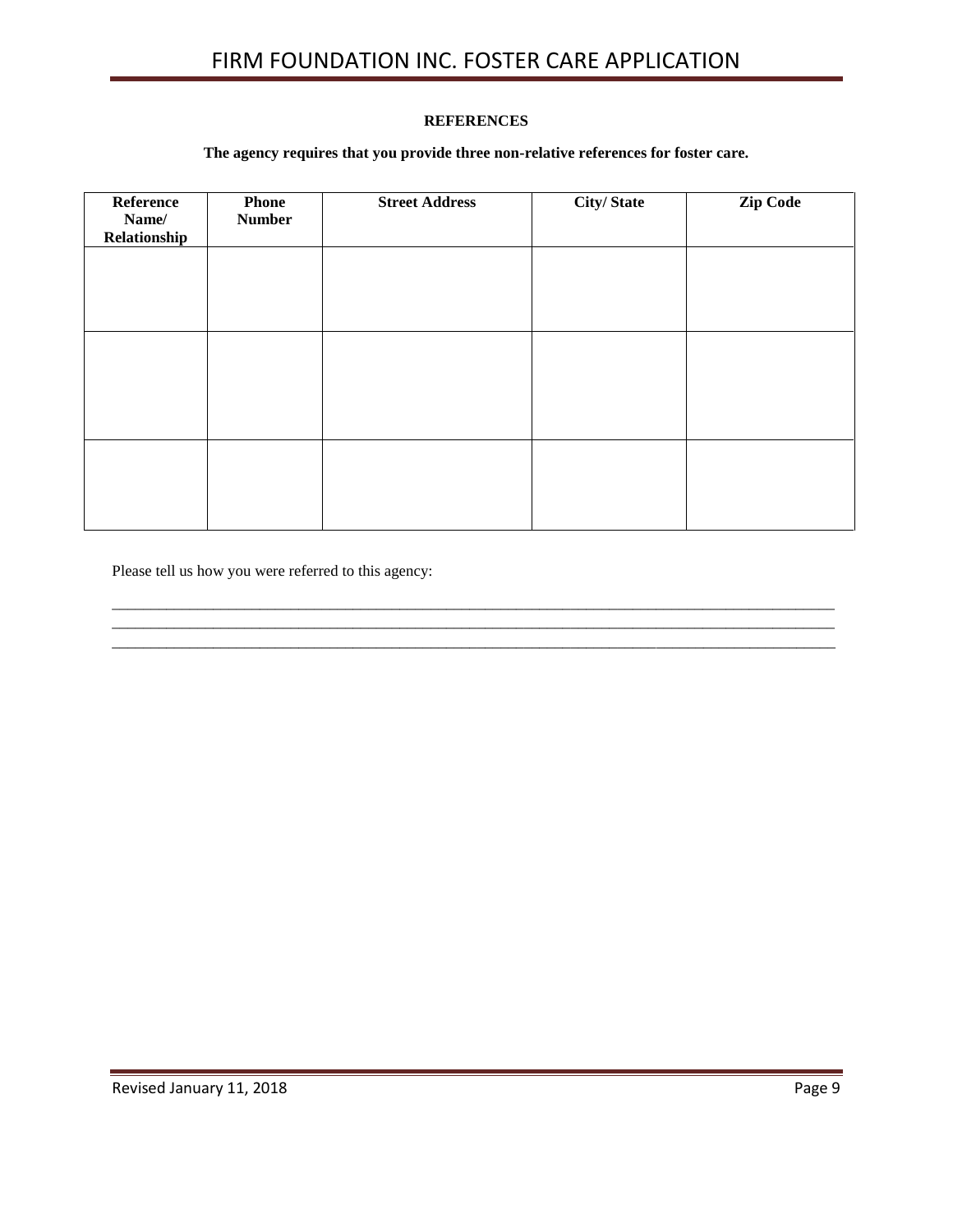## REFERENCES

**The agency requires that you provide three non-relative references for foster care.**

| Reference Name/ Relationship | Phone Number | Street Address | City/ State | Zip Code |
|---|---|---|---|---|
| | | | | |
| | | | | |
| | | | | |

Please tell us how you were referred to this agency:

_______________________________________________________________________________________________
_______________________________________________________________________________________________
_______________________________________________________________________________________________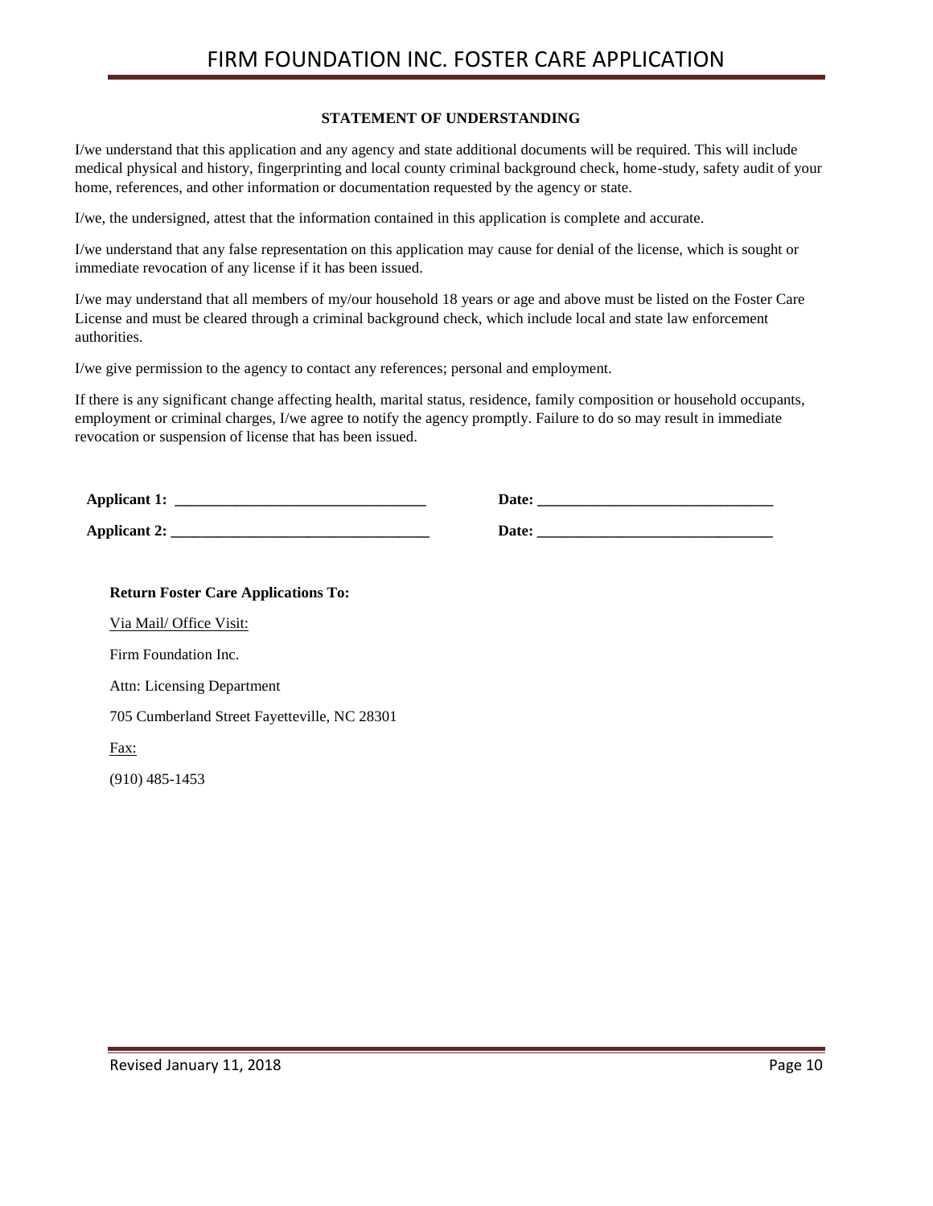## STATEMENT OF UNDERSTANDING

I/we understand that this application and any agency and state additional documents will be required. This will include medical physical and history, fingerprinting and local county criminal background check, home-study, safety audit of your home, references, and other information or documentation requested by the agency or state.

I/we, the undersigned, attest that the information contained in this application is complete and accurate.

I/we understand that any false representation on this application may cause for denial of the license, which is sought or immediate revocation of any license if it has been issued.

I/we may understand that all members of my/our household 18 years or age and above must be listed on the Foster Care License and must be cleared through a criminal background check, which include local and state law enforcement authorities.

I/we give permission to the agency to contact any references; personal and employment.

If there is any significant change affecting health, marital status, residence, family composition or household occupants, employment or criminal charges, I/we agree to notify the agency promptly. Failure to do so may result in immediate revocation or suspension of license that has been issued.

**Applicant 1:** ________________________________ **Date:** ______________________________

**Applicant 2:** __________________________________ **Date:** ______________________________

**Return Foster Care Applications To:**

Via Mail/ Office Visit:

Firm Foundation Inc.

Attn: Licensing Department

705 Cumberland Street Fayetteville, NC 28301

Fax:

(910) 485-1453